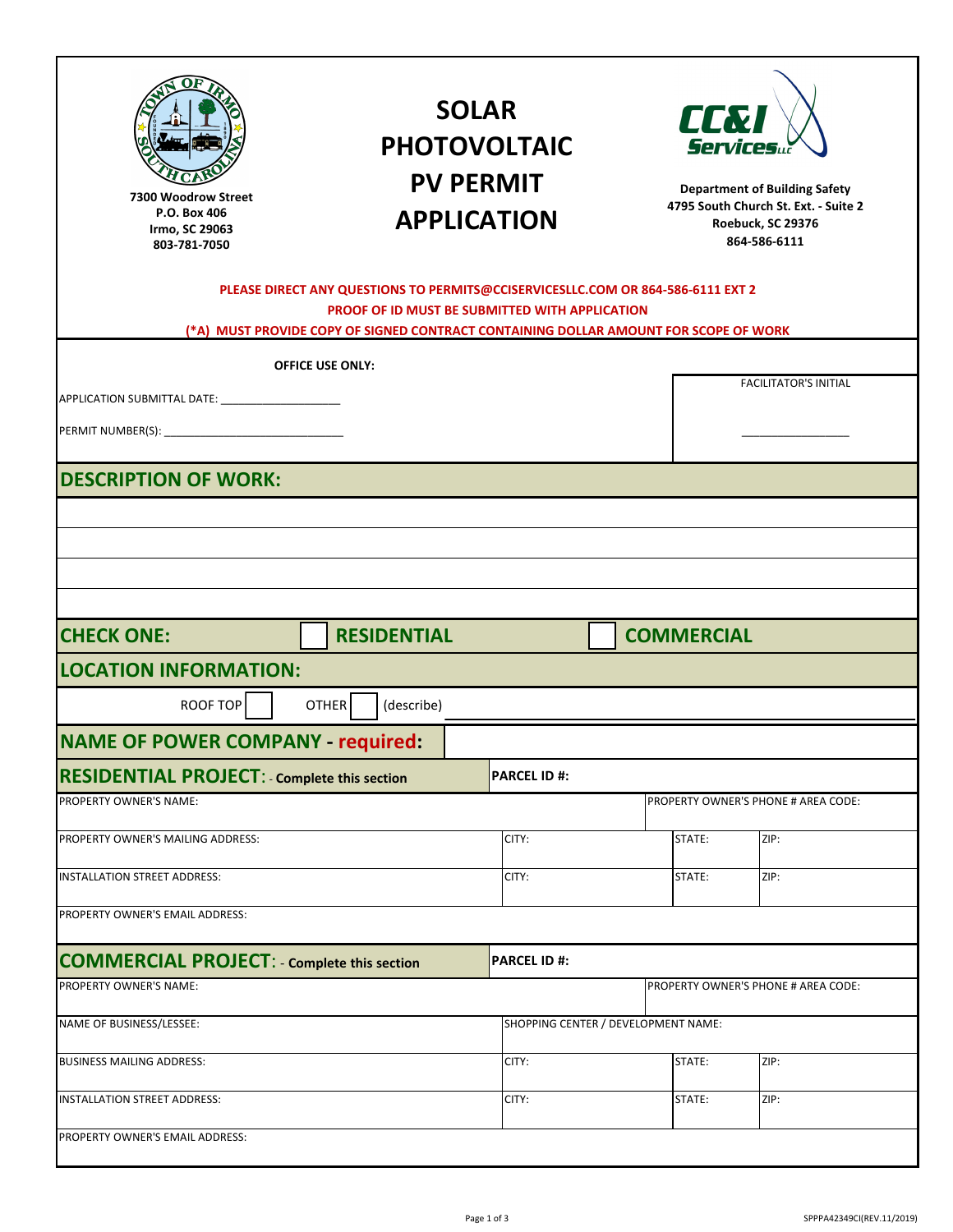7300 Woodrow Street
P.O. Box 406
Irmo, SC 29063
803-781-7050

# SOLAR PHOTOVOLTAIC PV PERMIT APPLICATION

**Department of Building Safety**
**4795 South Church St. Ext. - Suite 2**
**Roebuck, SC 29376**
**864-586-6111**

**PLEASE DIRECT ANY QUESTIONS TO PERMITS@CCISERVICESLLC.COM OR 864-586-6111 EXT 2**
**PROOF OF ID MUST BE SUBMITTED WITH APPLICATION**
**(*A) MUST PROVIDE COPY OF SIGNED CONTRACT CONTAINING DOLLAR AMOUNT FOR SCOPE OF WORK**

**OFFICE USE ONLY:**

APPLICATION SUBMITTAL DATE: ___________________

PERMIT NUMBER(S): ____________________________

FACILITATOR'S INITIAL _________________

## DESCRIPTION OF WORK:

_______________________________________________

_______________________________________________

_______________________________________________

_______________________________________________

## CHECK ONE: ☐ RESIDENTIAL ☐ COMMERCIAL

## LOCATION INFORMATION:

ROOF TOP ☐ OTHER ☐ (describe) _______________________________________________

## NAME OF POWER COMPANY - required:

## RESIDENTIAL PROJECT: - Complete this section

| PARCEL ID #: | | | |
|---|---|---|---|
| PROPERTY OWNER'S NAME: | | PROPERTY OWNER'S PHONE # AREA CODE: | |
| PROPERTY OWNER'S MAILING ADDRESS: | CITY: | STATE: | ZIP: |
| INSTALLATION STREET ADDRESS: | CITY: | STATE: | ZIP: |
| PROPERTY OWNER'S EMAIL ADDRESS: | | | |

## COMMERCIAL PROJECT: - Complete this section

| PARCEL ID #: | | | |
|---|---|---|---|
| PROPERTY OWNER'S NAME: | | PROPERTY OWNER'S PHONE # AREA CODE: | |
| NAME OF BUSINESS/LESSEE: | SHOPPING CENTER / DEVELOPMENT NAME: | | |
| BUSINESS MAILING ADDRESS: | CITY: | STATE: | ZIP: |
| INSTALLATION STREET ADDRESS: | CITY: | STATE: | ZIP: |
| PROPERTY OWNER'S EMAIL ADDRESS: | | | |

SPPPA42349CI(REV.11/2019)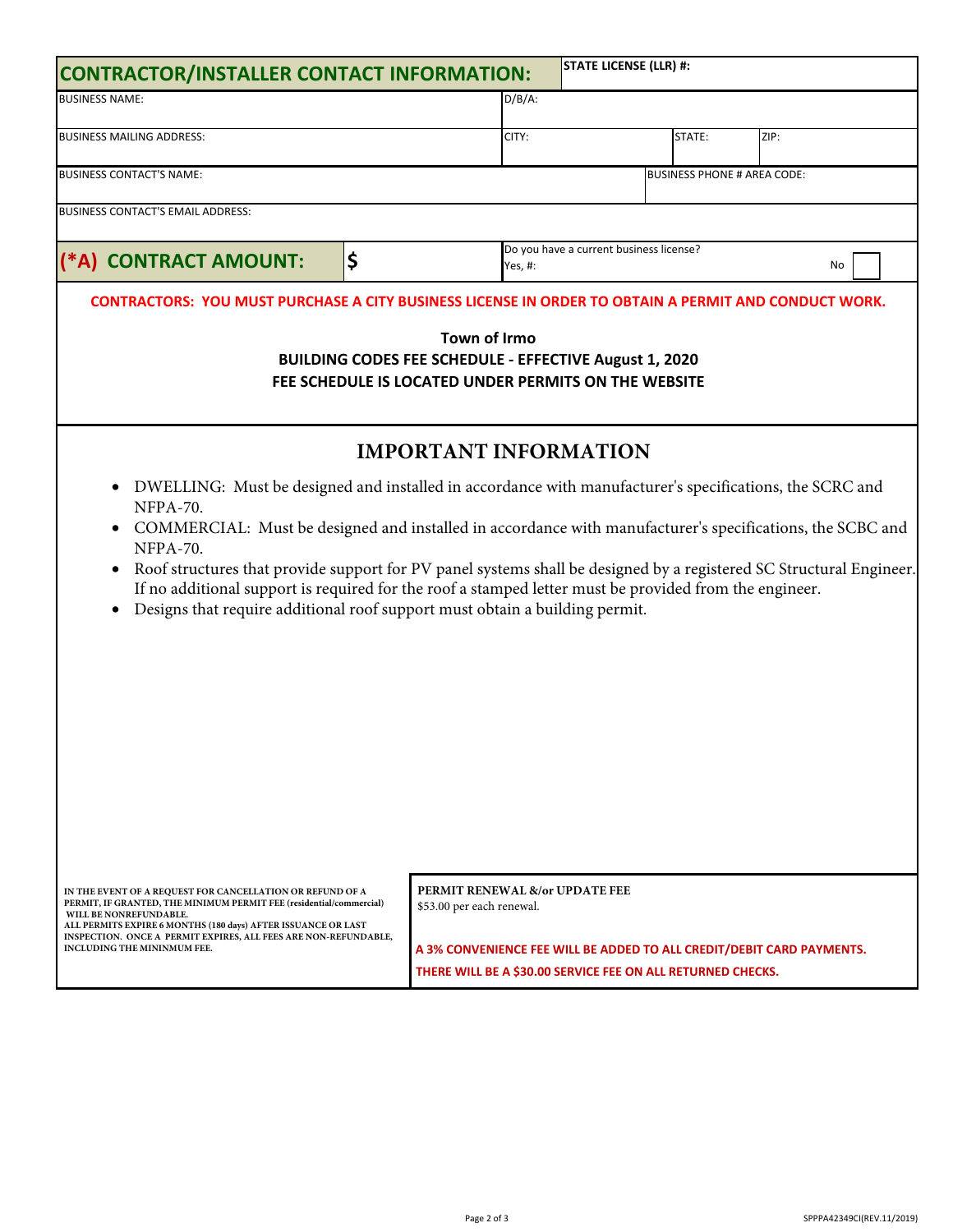## CONTRACTOR/INSTALLER CONTACT INFORMATION:

| CONTRACTOR/INSTALLER CONTACT INFORMATION: | | STATE LICENSE (LLR) #: | | |
|---|---|---|---|---|
| BUSINESS NAME: | D/B/A: | | | |
| BUSINESS MAILING ADDRESS: | CITY: | | STATE: | ZIP: |
| BUSINESS CONTACT'S NAME: | | | BUSINESS PHONE # AREA CODE: | |
| BUSINESS CONTACT'S EMAIL ADDRESS: | | | | |
| **(*A) CONTRACT AMOUNT:** | **$** | Do you have a current business license? Yes, #: | | No ☐ |

**CONTRACTORS: YOU MUST PURCHASE A CITY BUSINESS LICENSE IN ORDER TO OBTAIN A PERMIT AND CONDUCT WORK.**

**Town of Irmo**
**BUILDING CODES FEE SCHEDULE - EFFECTIVE August 1, 2020**
**FEE SCHEDULE IS LOCATED UNDER PERMITS ON THE WEBSITE**

## IMPORTANT INFORMATION

- DWELLING: Must be designed and installed in accordance with manufacturer's specifications, the SCRC and NFPA-70.
- COMMERCIAL: Must be designed and installed in accordance with manufacturer's specifications, the SCBC and NFPA-70.
- Roof structures that provide support for PV panel systems shall be designed by a registered SC Structural Engineer. If no additional support is required for the roof a stamped letter must be provided from the engineer.
- Designs that require additional roof support must obtain a building permit.

**IN THE EVENT OF A REQUEST FOR CANCELLATION OR REFUND OF A PERMIT, IF GRANTED, THE MINIMUM PERMIT FEE (residential/commercial) WILL BE NONREFUNDABLE.**
**ALL PERMITS EXPIRE 6 MONTHS (180 days) AFTER ISSUANCE OR LAST INSPECTION. ONCE A PERMIT EXPIRES, ALL FEES ARE NON-REFUNDABLE, INCLUDING THE MININMUM FEE.**

**PERMIT RENEWAL &/or UPDATE FEE**
$53.00 per each renewal.

**A 3% CONVENIENCE FEE WILL BE ADDED TO ALL CREDIT/DEBIT CARD PAYMENTS.**

**THERE WILL BE A $30.00 SERVICE FEE ON ALL RETURNED CHECKS.**

SPPPA42349CI(REV.11/2019)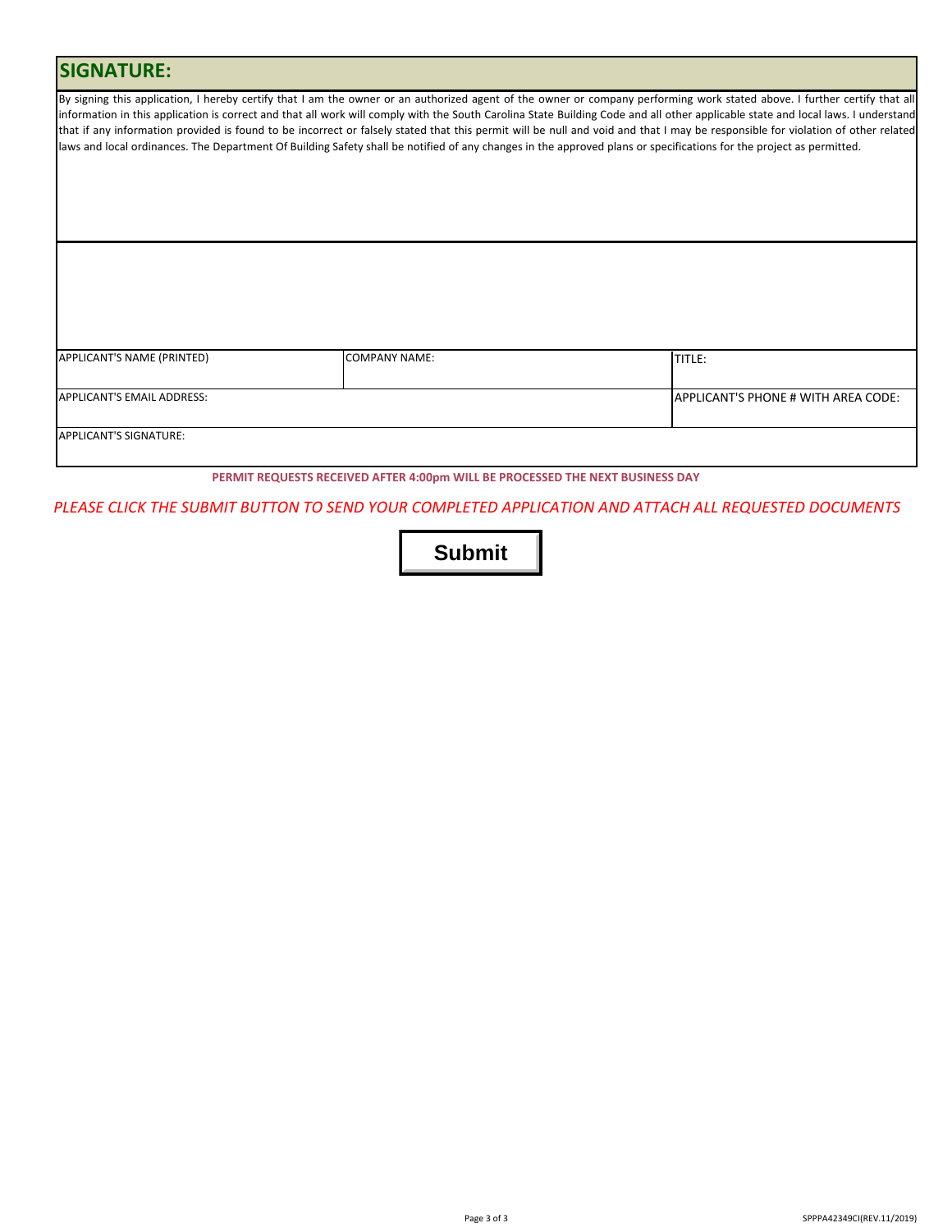## SIGNATURE:

By signing this application, I hereby certify that I am the owner or an authorized agent of the owner or company performing work stated above. I further certify that all information in this application is correct and that all work will comply with the South Carolina State Building Code and all other applicable state and local laws. I understand that if any information provided is found to be incorrect or falsely stated that this permit will be null and void and that I may be responsible for violation of other related laws and local ordinances. The Department Of Building Safety shall be notified of any changes in the approved plans or specifications for the project as permitted.

| | | |
|---|---|---|
| APPLICANT'S NAME (PRINTED) | COMPANY NAME: | TITLE: |
| APPLICANT'S EMAIL ADDRESS: | | APPLICANT'S PHONE # WITH AREA CODE: |
| APPLICANT'S SIGNATURE: | | |

**PERMIT REQUESTS RECEIVED AFTER 4:00pm WILL BE PROCESSED THE NEXT BUSINESS DAY**

*PLEASE CLICK THE SUBMIT BUTTON TO SEND YOUR COMPLETED APPLICATION AND ATTACH ALL REQUESTED DOCUMENTS*

**Submit**

SPPPA42349CI(REV.11/2019)